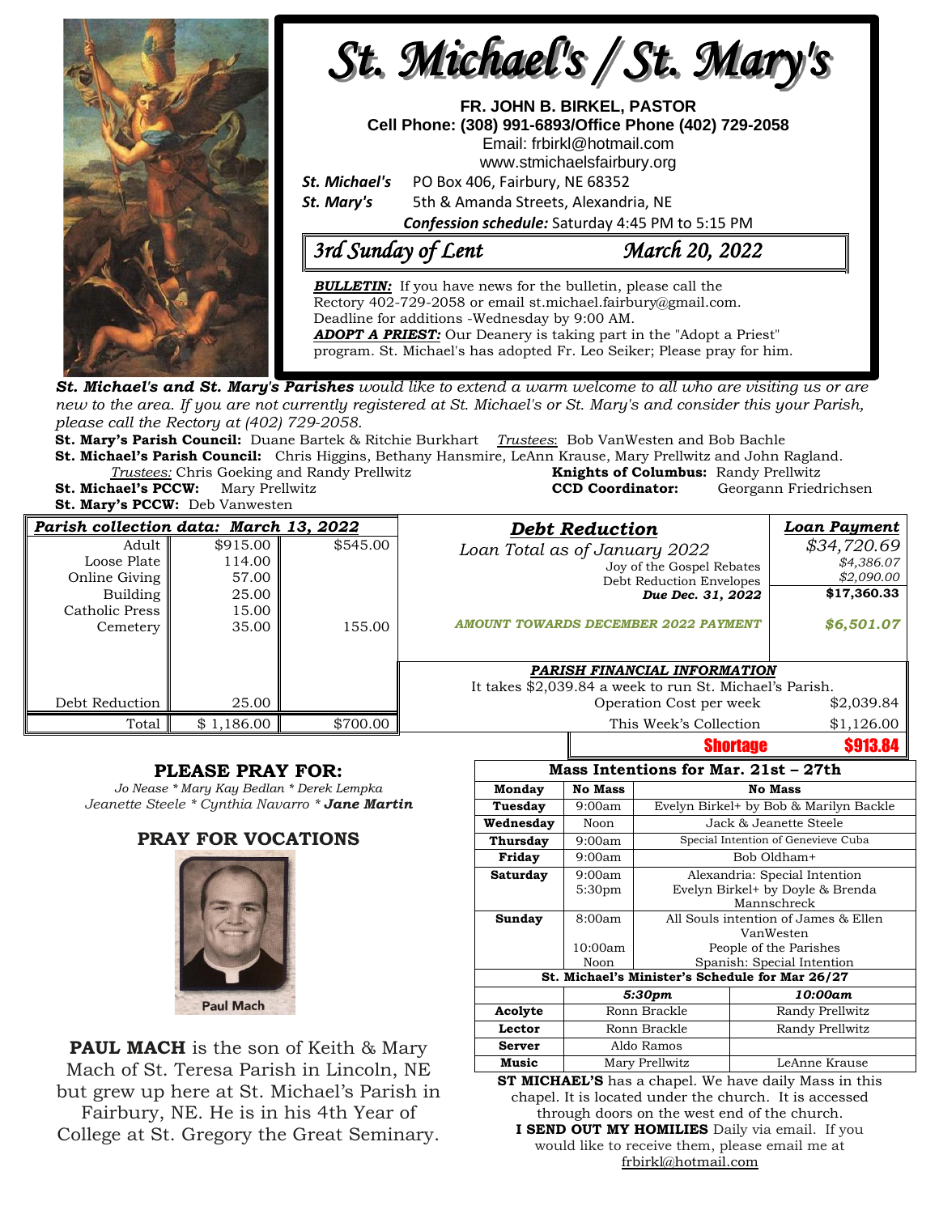# St. Michael's / St. Mary's

**FR. JOHN B. BIRKEL, PASTOR**
**Cell Phone: (308) 991-6893/Office Phone (402) 729-2058**
Email: frbirkl@hotmail.com
www.stmichaelsfairbury.org

***St. Michael's*** PO Box 406, Fairbury, NE 68352
***St. Mary's*** 5th & Amanda Streets, Alexandria, NE

***Confession schedule:*** Saturday 4:45 PM to 5:15 PM

## *3rd Sunday of Lent* — *March 20, 2022*

***BULLETIN:*** If you have news for the bulletin, please call the Rectory 402-729-2058 or email st.michael.fairbury@gmail.com. Deadline for additions -Wednesday by 9:00 AM.
***ADOPT A PRIEST:*** Our Deanery is taking part in the "Adopt a Priest" program. St. Michael's has adopted Fr. Leo Seiker; Please pray for him.

***St. Michael's and St. Mary's Parishes*** *would like to extend a warm welcome to all who are visiting us or are new to the area. If you are not currently registered at St. Michael's or St. Mary's and consider this your Parish, please call the Rectory at (402) 729-2058.*

**St. Mary's Parish Council:** Duane Bartek & Ritchie Burkhart *Trustees*: Bob VanWesten and Bob Bachle
**St. Michael's Parish Council:** Chris Higgins, Bethany Hansmire, LeAnn Krause, Mary Prellwitz and John Ragland.
*Trustees:* Chris Goeking and Randy Prellwitz
**Knights of Columbus:** Randy Prellwitz
**St. Michael's PCCW:** Mary Prellwitz
**CCD Coordinator:** Georgann Friedrichsen
**St. Mary's PCCW:** Deb Vanwesten

| ***Parish collection data: March 13, 2022*** | | |
|---|---|---|
| Adult | $915.00 | $545.00 |
| Loose Plate | 114.00 | |
| Online Giving | 57.00 | |
| Building | 25.00 | |
| Catholic Press | 15.00 | |
| Cemetery | 35.00 | 155.00 |
| Debt Reduction | 25.00 | |
| Total | $ 1,186.00 | $700.00 |

| ***Debt Reduction*** | ***Loan Payment*** |
|---|---|
| *Loan Total as of January 2022* | *$34,720.69* |
| Joy of the Gospel Rebates | *$4,386.07* |
| Debt Reduction Envelopes | *$2,090.00* |
| ***Due Dec. 31, 2022*** | **$17,360.33** |
| ***AMOUNT TOWARDS DECEMBER 2022 PAYMENT*** | ***$6,501.07*** |

***PARISH FINANCIAL INFORMATION***
It takes $2,039.84 a week to run St. Michael's Parish.

| | |
|---|---|
| Operation Cost per week | $2,039.84 |
| This Week's Collection | $1,126.00 |
| **Shortage** | **$913.84** |

## PLEASE PRAY FOR:

*Jo Nease \* Mary Kay Bedlan \* Derek Lempka*
*Jeanette Steele \* Cynthia Navarro \* **Jane Martin***

## PRAY FOR VOCATIONS

Paul Mach

**PAUL MACH** is the son of Keith & Mary Mach of St. Teresa Parish in Lincoln, NE but grew up here at St. Michael's Parish in Fairbury, NE. He is in his 4th Year of College at St. Gregory the Great Seminary.

| **Mass Intentions for Mar. 21st – 27th** | | |
|---|---|---|
| **Monday** | **No Mass** | **No Mass** |
| **Tuesday** | 9:00am | Evelyn Birkel+ by Bob & Marilyn Backle |
| **Wednesday** | Noon | Jack & Jeanette Steele |
| **Thursday** | 9:00am | Special Intention of Genevieve Cuba |
| **Friday** | 9:00am | Bob Oldham+ |
| **Saturday** | 9:00am | Alexandria: Special Intention |
| | 5:30pm | Evelyn Birkel+ by Doyle & Brenda Mannschreck |
| **Sunday** | 8:00am | All Souls intention of James & Ellen VanWesten |
| | 10:00am | People of the Parishes |
| | Noon | Spanish: Special Intention |

| **St. Michael's Minister's Schedule for Mar 26/27** | | |
|---|---|---|
| | ***5:30pm*** | ***10:00am*** |
| **Acolyte** | Ronn Brackle | Randy Prellwitz |
| **Lector** | Ronn Brackle | Randy Prellwitz |
| **Server** | Aldo Ramos | |
| **Music** | Mary Prellwitz | LeAnne Krause |

**ST MICHAEL'S** has a chapel. We have daily Mass in this chapel. It is located under the church. It is accessed through doors on the west end of the church.
**I SEND OUT MY HOMILIES** Daily via email. If you would like to receive them, please email me at frbirkl@hotmail.com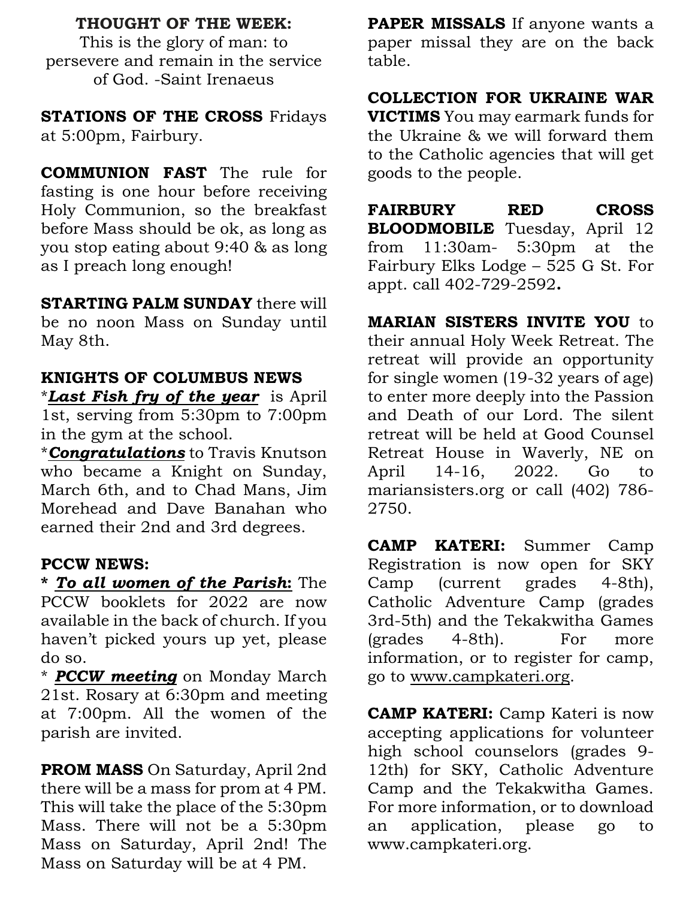**THOUGHT OF THE WEEK:**

This is the glory of man: to persevere and remain in the service of God. -Saint Irenaeus

**STATIONS OF THE CROSS** Fridays at 5:00pm, Fairbury.

**COMMUNION FAST** The rule for fasting is one hour before receiving Holy Communion, so the breakfast before Mass should be ok, as long as you stop eating about 9:40 & as long as I preach long enough!

**STARTING PALM SUNDAY** there will be no noon Mass on Sunday until May 8th.

**KNIGHTS OF COLUMBUS NEWS**

*__*Last Fish fry of the year*__ is April 1st, serving from 5:30pm to 7:00pm in the gym at the school.

*__*Congratulations*__ to Travis Knutson who became a Knight on Sunday, March 6th, and to Chad Mans, Jim Morehead and Dave Banahan who earned their 2nd and 3rd degrees.

**PCCW NEWS:**

**\*** __*To all women of the Parish*__**:** The PCCW booklets for 2022 are now available in the back of church. If you haven't picked yours up yet, please do so.

\* __*PCCW meeting*__ on Monday March 21st. Rosary at 6:30pm and meeting at 7:00pm. All the women of the parish are invited.

**PROM MASS** On Saturday, April 2nd there will be a mass for prom at 4 PM. This will take the place of the 5:30pm Mass. There will not be a 5:30pm Mass on Saturday, April 2nd! The Mass on Saturday will be at 4 PM.

**PAPER MISSALS** If anyone wants a paper missal they are on the back table.

**COLLECTION FOR UKRAINE WAR VICTIMS** You may earmark funds for the Ukraine & we will forward them to the Catholic agencies that will get goods to the people.

**FAIRBURY RED CROSS BLOODMOBILE** Tuesday, April 12 from 11:30am- 5:30pm at the Fairbury Elks Lodge – 525 G St. For appt. call 402-729-2592**.**

**MARIAN SISTERS INVITE YOU** to their annual Holy Week Retreat. The retreat will provide an opportunity for single women (19-32 years of age) to enter more deeply into the Passion and Death of our Lord. The silent retreat will be held at Good Counsel Retreat House in Waverly, NE on April 14-16, 2022. Go to mariansisters.org or call (402) 786-2750.

**CAMP KATERI:** Summer Camp Registration is now open for SKY Camp (current grades 4-8th), Catholic Adventure Camp (grades 3rd-5th) and the Tekakwitha Games (grades 4-8th). For more information, or to register for camp, go to www.campkateri.org.

**CAMP KATERI:** Camp Kateri is now accepting applications for volunteer high school counselors (grades 9-12th) for SKY, Catholic Adventure Camp and the Tekakwitha Games. For more information, or to download an application, please go to www.campkateri.org.